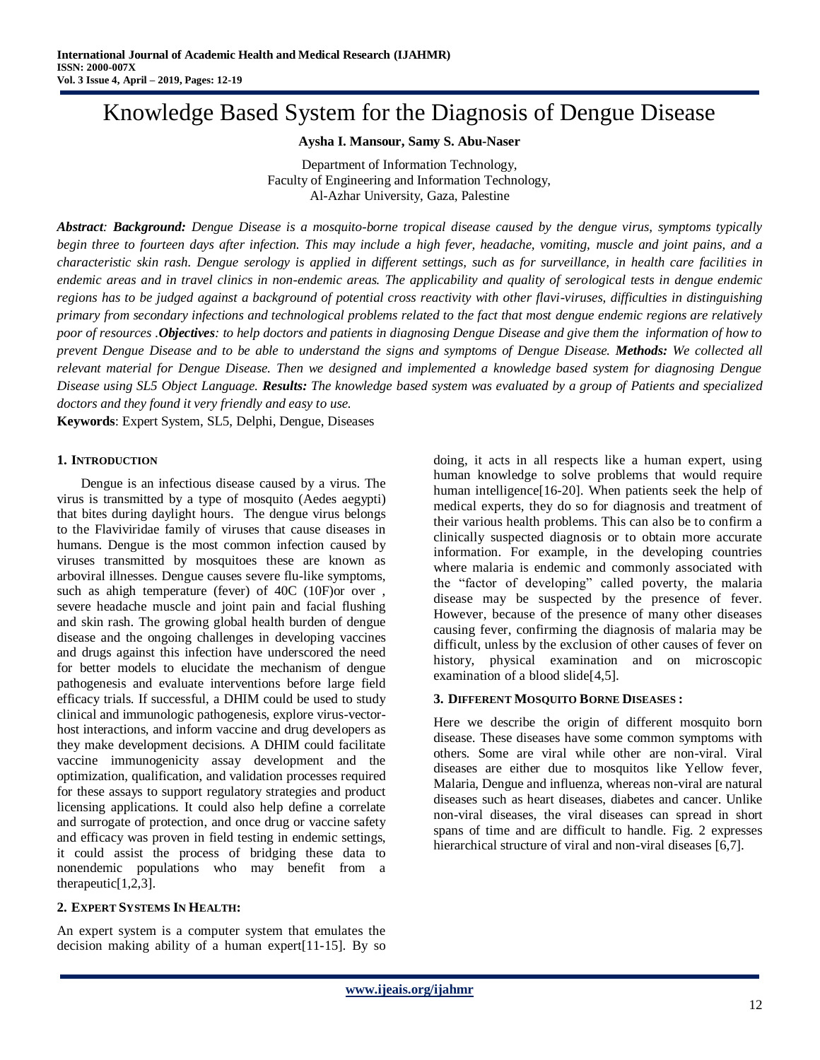# Knowledge Based System for the Diagnosis of Dengue Disease

**Aysha I. Mansour, Samy S. Abu-Naser**

Department of Information Technology,
Faculty of Engineering and Information Technology,
Al-Azhar University, Gaza, Palestine

***Abstract*:** ***Background:*** *Dengue Disease is a mosquito-borne tropical disease caused by the dengue virus, symptoms typically begin three to fourteen days after infection. This may include a high fever, headache, vomiting, muscle and joint pains, and a characteristic skin rash. Dengue serology is applied in different settings, such as for surveillance, in health care facilities in endemic areas and in travel clinics in non-endemic areas. The applicability and quality of serological tests in dengue endemic regions has to be judged against a background of potential cross reactivity with other flavi-viruses, difficulties in distinguishing primary from secondary infections and technological problems related to the fact that most dengue endemic regions are relatively poor of resources .**Objectives**: to help doctors and patients in diagnosing Dengue Disease and give them the information of how to prevent Dengue Disease and to be able to understand the signs and symptoms of Dengue Disease. **Methods:** We collected all relevant material for Dengue Disease. Then we designed and implemented a knowledge based system for diagnosing Dengue Disease using SL5 Object Language. **Results:** The knowledge based system was evaluated by a group of Patients and specialized doctors and they found it very friendly and easy to use.*

**Keywords**: Expert System, SL5, Delphi, Dengue, Diseases

## 1. Introduction

Dengue is an infectious disease caused by a virus. The virus is transmitted by a type of mosquito (Aedes aegypti) that bites during daylight hours. The dengue virus belongs to the Flaviviridae family of viruses that cause diseases in humans. Dengue is the most common infection caused by viruses transmitted by mosquitoes these are known as arboviral illnesses. Dengue causes severe flu-like symptoms, such as ahigh temperature (fever) of 40C (10F)or over , severe headache muscle and joint pain and facial flushing and skin rash. The growing global health burden of dengue disease and the ongoing challenges in developing vaccines and drugs against this infection have underscored the need for better models to elucidate the mechanism of dengue pathogenesis and evaluate interventions before large field efficacy trials. If successful, a DHIM could be used to study clinical and immunologic pathogenesis, explore virus-vector-host interactions, and inform vaccine and drug developers as they make development decisions. A DHIM could facilitate vaccine immunogenicity assay development and the optimization, qualification, and validation processes required for these assays to support regulatory strategies and product licensing applications. It could also help define a correlate and surrogate of protection, and once drug or vaccine safety and efficacy was proven in field testing in endemic settings, it could assist the process of bridging these data to nonendemic populations who may benefit from a therapeutic[1,2,3].

## 2. Expert Systems In Health:

An expert system is a computer system that emulates the decision making ability of a human expert[11-15]. By so doing, it acts in all respects like a human expert, using human knowledge to solve problems that would require human intelligence[16-20]. When patients seek the help of medical experts, they do so for diagnosis and treatment of their various health problems. This can also be to confirm a clinically suspected diagnosis or to obtain more accurate information. For example, in the developing countries where malaria is endemic and commonly associated with the "factor of developing" called poverty, the malaria disease may be suspected by the presence of fever. However, because of the presence of many other diseases causing fever, confirming the diagnosis of malaria may be difficult, unless by the exclusion of other causes of fever on history, physical examination and on microscopic examination of a blood slide[4,5].

## 3. Different Mosquito Borne Diseases :

Here we describe the origin of different mosquito born disease. These diseases have some common symptoms with others. Some are viral while other are non-viral. Viral diseases are either due to mosquitos like Yellow fever, Malaria, Dengue and influenza, whereas non-viral are natural diseases such as heart diseases, diabetes and cancer. Unlike non-viral diseases, the viral diseases can spread in short spans of time and are difficult to handle. Fig. 2 expresses hierarchical structure of viral and non-viral diseases [6,7].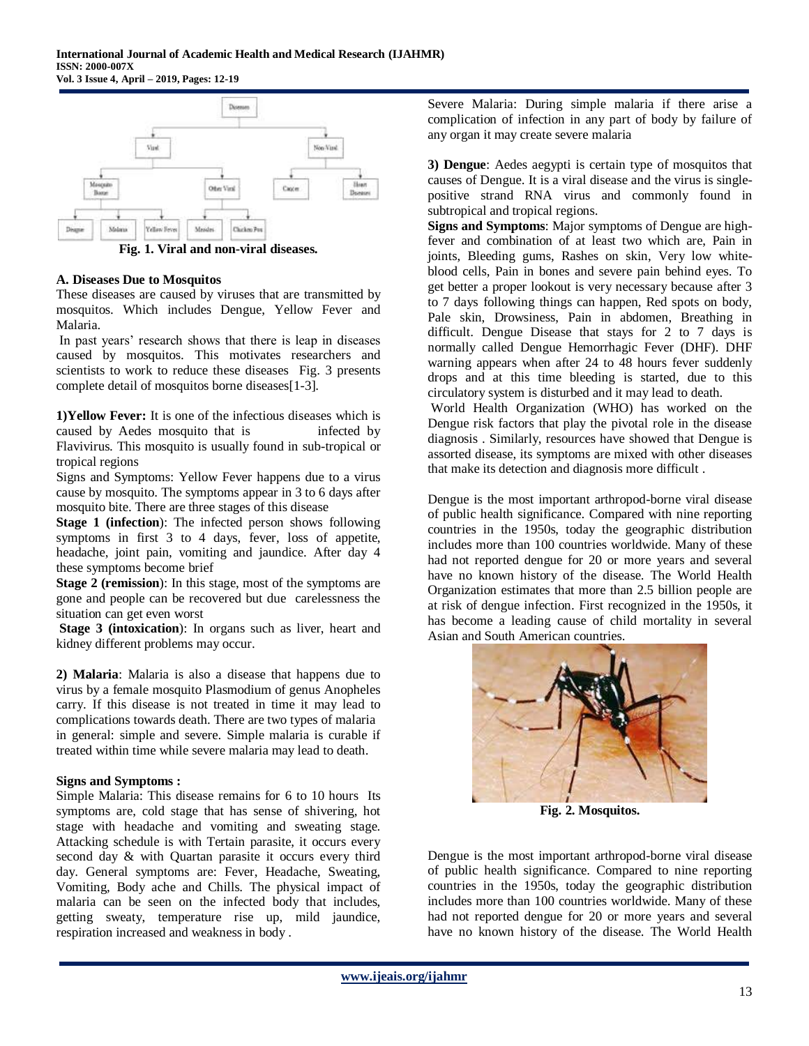Fig. 1. Viral and non-viral diseases.

### A. Diseases Due to Mosquitos

These diseases are caused by viruses that are transmitted by mosquitos. Which includes Dengue, Yellow Fever and Malaria.

In past years' research shows that there is leap in diseases caused by mosquitos. This motivates researchers and scientists to work to reduce these diseases Fig. 3 presents complete detail of mosquitos borne diseases[1-3].

**1)Yellow Fever:** It is one of the infectious diseases which is caused by Aedes mosquito that is infected by Flavivirus. This mosquito is usually found in sub-tropical or tropical regions

Signs and Symptoms: Yellow Fever happens due to a virus cause by mosquito. The symptoms appear in 3 to 6 days after mosquito bite. There are three stages of this disease

**Stage 1 (infection)**: The infected person shows following symptoms in first 3 to 4 days, fever, loss of appetite, headache, joint pain, vomiting and jaundice. After day 4 these symptoms become brief

**Stage 2 (remission)**: In this stage, most of the symptoms are gone and people can be recovered but due carelessness the situation can get even worst

**Stage 3 (intoxication)**: In organs such as liver, heart and kidney different problems may occur.

**2) Malaria**: Malaria is also a disease that happens due to virus by a female mosquito Plasmodium of genus Anopheles carry. If this disease is not treated in time it may lead to complications towards death. There are two types of malaria in general: simple and severe. Simple malaria is curable if treated within time while severe malaria may lead to death.

**Signs and Symptoms :**

Simple Malaria: This disease remains for 6 to 10 hours Its symptoms are, cold stage that has sense of shivering, hot stage with headache and vomiting and sweating stage. Attacking schedule is with Tertain parasite, it occurs every second day & with Quartan parasite it occurs every third day. General symptoms are: Fever, Headache, Sweating, Vomiting, Body ache and Chills. The physical impact of malaria can be seen on the infected body that includes, getting sweaty, temperature rise up, mild jaundice, respiration increased and weakness in body .

Severe Malaria: During simple malaria if there arise a complication of infection in any part of body by failure of any organ it may create severe malaria

**3) Dengue**: Aedes aegypti is certain type of mosquitos that causes of Dengue. It is a viral disease and the virus is single-positive strand RNA virus and commonly found in subtropical and tropical regions.

**Signs and Symptoms**: Major symptoms of Dengue are high-fever and combination of at least two which are, Pain in joints, Bleeding gums, Rashes on skin, Very low white-blood cells, Pain in bones and severe pain behind eyes. To get better a proper lookout is very necessary because after 3 to 7 days following things can happen, Red spots on body, Pale skin, Drowsiness, Pain in abdomen, Breathing in difficult. Dengue Disease that stays for 2 to 7 days is normally called Dengue Hemorrhagic Fever (DHF). DHF warning appears when after 24 to 48 hours fever suddenly drops and at this time bleeding is started, due to this circulatory system is disturbed and it may lead to death.

World Health Organization (WHO) has worked on the Dengue risk factors that play the pivotal role in the disease diagnosis . Similarly, resources have showed that Dengue is assorted disease, its symptoms are mixed with other diseases that make its detection and diagnosis more difficult .

Dengue is the most important arthropod-borne viral disease of public health significance. Compared with nine reporting countries in the 1950s, today the geographic distribution includes more than 100 countries worldwide. Many of these had not reported dengue for 20 or more years and several have no known history of the disease. The World Health Organization estimates that more than 2.5 billion people are at risk of dengue infection. First recognized in the 1950s, it has become a leading cause of child mortality in several Asian and South American countries.

Fig. 2. Mosquitos.

Dengue is the most important arthropod-borne viral disease of public health significance. Compared to nine reporting countries in the 1950s, today the geographic distribution includes more than 100 countries worldwide. Many of these had not reported dengue for 20 or more years and several have no known history of the disease. The World Health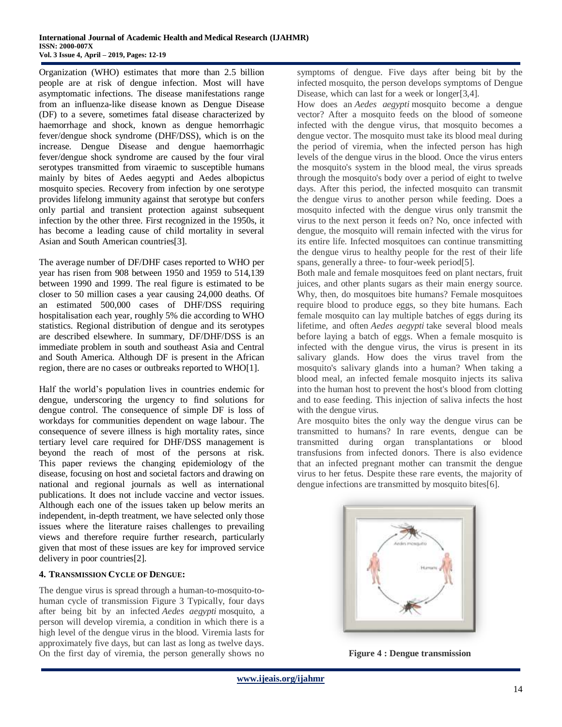Organization (WHO) estimates that more than 2.5 billion people are at risk of dengue infection. Most will have asymptomatic infections. The disease manifestations range from an influenza-like disease known as Dengue Disease (DF) to a severe, sometimes fatal disease characterized by haemorrhage and shock, known as dengue hemorrhagic fever/dengue shock syndrome (DHF/DSS), which is on the increase. Dengue Disease and dengue haemorrhagic fever/dengue shock syndrome are caused by the four viral serotypes transmitted from viraemic to susceptible humans mainly by bites of Aedes aegypti and Aedes albopictus mosquito species. Recovery from infection by one serotype provides lifelong immunity against that serotype but confers only partial and transient protection against subsequent infection by the other three. First recognized in the 1950s, it has become a leading cause of child mortality in several Asian and South American countries[3].

The average number of DF/DHF cases reported to WHO per year has risen from 908 between 1950 and 1959 to 514,139 between 1990 and 1999. The real figure is estimated to be closer to 50 million cases a year causing 24,000 deaths. Of an estimated 500,000 cases of DHF/DSS requiring hospitalisation each year, roughly 5% die according to WHO statistics. Regional distribution of dengue and its serotypes are described elsewhere. In summary, DF/DHF/DSS is an immediate problem in south and southeast Asia and Central and South America. Although DF is present in the African region, there are no cases or outbreaks reported to WHO[1].

Half the world's population lives in countries endemic for dengue, underscoring the urgency to find solutions for dengue control. The consequence of simple DF is loss of workdays for communities dependent on wage labour. The consequence of severe illness is high mortality rates, since tertiary level care required for DHF/DSS management is beyond the reach of most of the persons at risk. This paper reviews the changing epidemiology of the disease, focusing on host and societal factors and drawing on national and regional journals as well as international publications. It does not include vaccine and vector issues. Although each one of the issues taken up below merits an independent, in-depth treatment, we have selected only those issues where the literature raises challenges to prevailing views and therefore require further research, particularly given that most of these issues are key for improved service delivery in poor countries[2].

## 4. Transmission Cycle of Dengue:

The dengue virus is spread through a human-to-mosquito-to-human cycle of transmission Figure 3 Typically, four days after being bit by an infected *Aedes aegypti* mosquito, a person will develop viremia, a condition in which there is a high level of the dengue virus in the blood. Viremia lasts for approximately five days, but can last as long as twelve days. On the first day of viremia, the person generally shows no symptoms of dengue. Five days after being bit by the infected mosquito, the person develops symptoms of Dengue Disease, which can last for a week or longer[3,4].

How does an *Aedes aegypti* mosquito become a dengue vector? After a mosquito feeds on the blood of someone infected with the dengue virus, that mosquito becomes a dengue vector. The mosquito must take its blood meal during the period of viremia, when the infected person has high levels of the dengue virus in the blood. Once the virus enters the mosquito's system in the blood meal, the virus spreads through the mosquito's body over a period of eight to twelve days. After this period, the infected mosquito can transmit the dengue virus to another person while feeding. Does a mosquito infected with the dengue virus only transmit the virus to the next person it feeds on? No, once infected with dengue, the mosquito will remain infected with the virus for its entire life. Infected mosquitoes can continue transmitting the dengue virus to healthy people for the rest of their life spans, generally a three- to four-week period[5].

Both male and female mosquitoes feed on plant nectars, fruit juices, and other plants sugars as their main energy source. Why, then, do mosquitoes bite humans? Female mosquitoes require blood to produce eggs, so they bite humans. Each female mosquito can lay multiple batches of eggs during its lifetime, and often *Aedes aegypti* take several blood meals before laying a batch of eggs. When a female mosquito is infected with the dengue virus, the virus is present in its salivary glands. How does the virus travel from the mosquito's salivary glands into a human? When taking a blood meal, an infected female mosquito injects its saliva into the human host to prevent the host's blood from clotting and to ease feeding. This injection of saliva infects the host with the dengue virus.

Are mosquito bites the only way the dengue virus can be transmitted to humans? In rare events, dengue can be transmitted during organ transplantations or blood transfusions from infected donors. There is also evidence that an infected pregnant mother can transmit the dengue virus to her fetus. Despite these rare events, the majority of dengue infections are transmitted by mosquito bites[6].

**Figure 4 : Dengue transmission**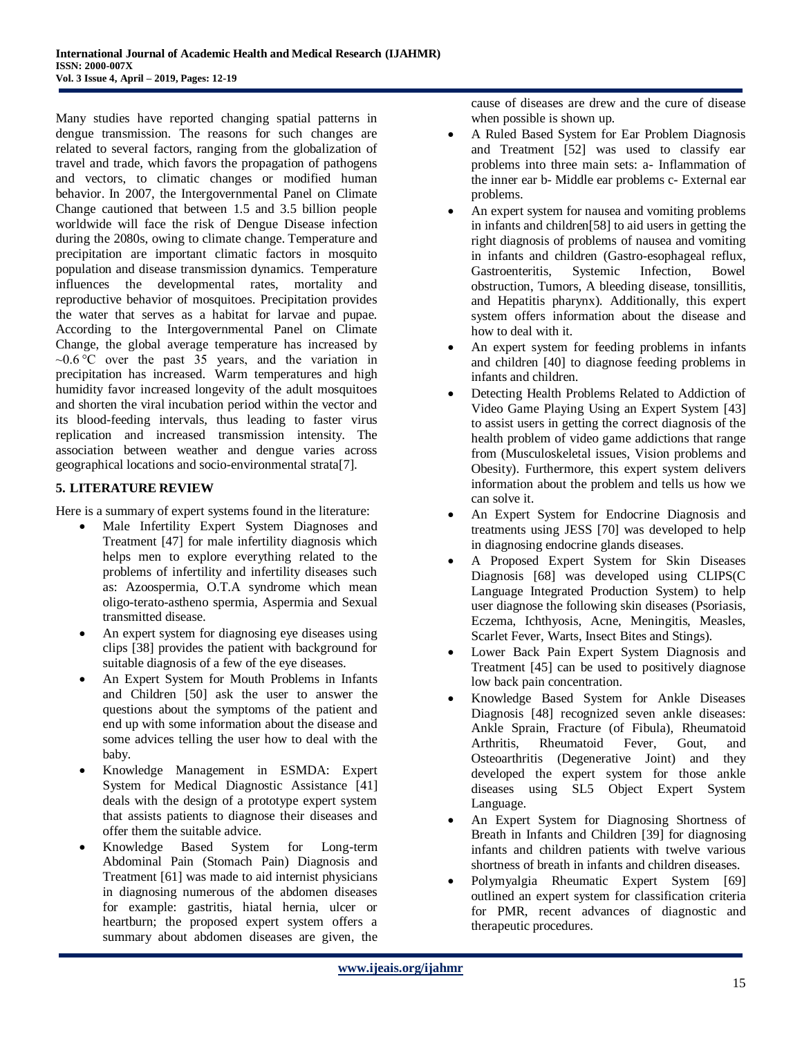Many studies have reported changing spatial patterns in dengue transmission. The reasons for such changes are related to several factors, ranging from the globalization of travel and trade, which favors the propagation of pathogens and vectors, to climatic changes or modified human behavior. In 2007, the Intergovernmental Panel on Climate Change cautioned that between 1.5 and 3.5 billion people worldwide will face the risk of Dengue Disease infection during the 2080s, owing to climate change. Temperature and precipitation are important climatic factors in mosquito population and disease transmission dynamics. Temperature influences the developmental rates, mortality and reproductive behavior of mosquitoes. Precipitation provides the water that serves as a habitat for larvae and pupae. According to the Intergovernmental Panel on Climate Change, the global average temperature has increased by ~0.6 °C over the past 35 years, and the variation in precipitation has increased. Warm temperatures and high humidity favor increased longevity of the adult mosquitoes and shorten the viral incubation period within the vector and its blood-feeding intervals, thus leading to faster virus replication and increased transmission intensity. The association between weather and dengue varies across geographical locations and socio-environmental strata[7].

## 5. LITERATURE REVIEW

Here is a summary of expert systems found in the literature:

- Male Infertility Expert System Diagnoses and Treatment [47] for male infertility diagnosis which helps men to explore everything related to the problems of infertility and infertility diseases such as: Azoospermia, O.T.A syndrome which mean oligo-terato-astheno spermia, Aspermia and Sexual transmitted disease.
- An expert system for diagnosing eye diseases using clips [38] provides the patient with background for suitable diagnosis of a few of the eye diseases.
- An Expert System for Mouth Problems in Infants and Children [50] ask the user to answer the questions about the symptoms of the patient and end up with some information about the disease and some advices telling the user how to deal with the baby.
- Knowledge Management in ESMDA: Expert System for Medical Diagnostic Assistance [41] deals with the design of a prototype expert system that assists patients to diagnose their diseases and offer them the suitable advice.
- Knowledge Based System for Long-term Abdominal Pain (Stomach Pain) Diagnosis and Treatment [61] was made to aid internist physicians in diagnosing numerous of the abdomen diseases for example: gastritis, hiatal hernia, ulcer or heartburn; the proposed expert system offers a summary about abdomen diseases are given, the cause of diseases are drew and the cure of disease when possible is shown up.
- A Ruled Based System for Ear Problem Diagnosis and Treatment [52] was used to classify ear problems into three main sets: a- Inflammation of the inner ear b- Middle ear problems c- External ear problems.
- An expert system for nausea and vomiting problems in infants and children[58] to aid users in getting the right diagnosis of problems of nausea and vomiting in infants and children (Gastro-esophageal reflux, Gastroenteritis, Systemic Infection, Bowel obstruction, Tumors, A bleeding disease, tonsillitis, and Hepatitis pharynx). Additionally, this expert system offers information about the disease and how to deal with it.
- An expert system for feeding problems in infants and children [40] to diagnose feeding problems in infants and children.
- Detecting Health Problems Related to Addiction of Video Game Playing Using an Expert System [43] to assist users in getting the correct diagnosis of the health problem of video game addictions that range from (Musculoskeletal issues, Vision problems and Obesity). Furthermore, this expert system delivers information about the problem and tells us how we can solve it.
- An Expert System for Endocrine Diagnosis and treatments using JESS [70] was developed to help in diagnosing endocrine glands diseases.
- A Proposed Expert System for Skin Diseases Diagnosis [68] was developed using CLIPS(C Language Integrated Production System) to help user diagnose the following skin diseases (Psoriasis, Eczema, Ichthyosis, Acne, Meningitis, Measles, Scarlet Fever, Warts, Insect Bites and Stings).
- Lower Back Pain Expert System Diagnosis and Treatment [45] can be used to positively diagnose low back pain concentration.
- Knowledge Based System for Ankle Diseases Diagnosis [48] recognized seven ankle diseases: Ankle Sprain, Fracture (of Fibula), Rheumatoid Arthritis, Rheumatoid Fever, Gout, and Osteoarthritis (Degenerative Joint) and they developed the expert system for those ankle diseases using SL5 Object Expert System Language.
- An Expert System for Diagnosing Shortness of Breath in Infants and Children [39] for diagnosing infants and children patients with twelve various shortness of breath in infants and children diseases.
- Polymyalgia Rheumatic Expert System [69] outlined an expert system for classification criteria for PMR, recent advances of diagnostic and therapeutic procedures.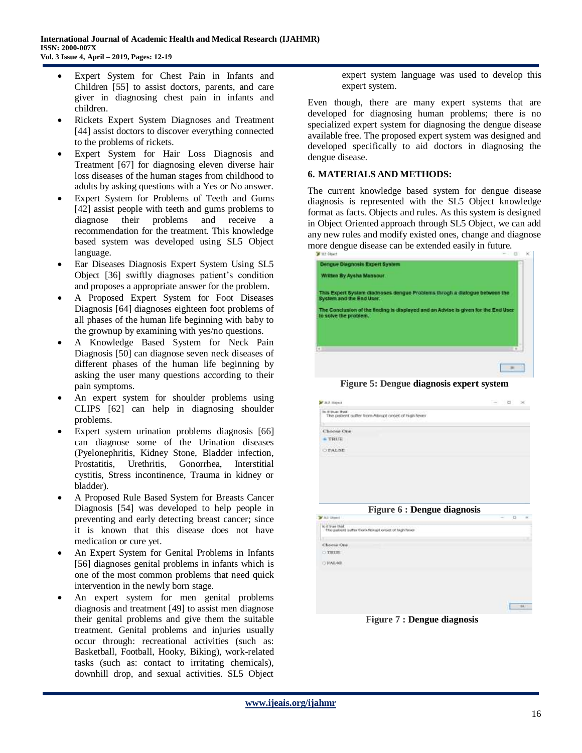- Expert System for Chest Pain in Infants and Children [55] to assist doctors, parents, and care giver in diagnosing chest pain in infants and children.
- Rickets Expert System Diagnoses and Treatment [44] assist doctors to discover everything connected to the problems of rickets.
- Expert System for Hair Loss Diagnosis and Treatment [67] for diagnosing eleven diverse hair loss diseases of the human stages from childhood to adults by asking questions with a Yes or No answer.
- Expert System for Problems of Teeth and Gums [42] assist people with teeth and gums problems to diagnose their problems and receive a recommendation for the treatment. This knowledge based system was developed using SL5 Object language.
- Ear Diseases Diagnosis Expert System Using SL5 Object [36] swiftly diagnoses patient's condition and proposes a appropriate answer for the problem.
- A Proposed Expert System for Foot Diseases Diagnosis [64] diagnoses eighteen foot problems of all phases of the human life beginning with baby to the grownup by examining with yes/no questions.
- A Knowledge Based System for Neck Pain Diagnosis [50] can diagnose seven neck diseases of different phases of the human life beginning by asking the user many questions according to their pain symptoms.
- An expert system for shoulder problems using CLIPS [62] can help in diagnosing shoulder problems.
- Expert system urination problems diagnosis [66] can diagnose some of the Urination diseases (Pyelonephritis, Kidney Stone, Bladder infection, Prostatitis, Urethritis, Gonorrhea, Interstitial cystitis, Stress incontinence, Trauma in kidney or bladder).
- A Proposed Rule Based System for Breasts Cancer Diagnosis [54] was developed to help people in preventing and early detecting breast cancer; since it is known that this disease does not have medication or cure yet.
- An Expert System for Genital Problems in Infants [56] diagnoses genital problems in infants which is one of the most common problems that need quick intervention in the newly born stage.
- An expert system for men genital problems diagnosis and treatment [49] to assist men diagnose their genital problems and give them the suitable treatment. Genital problems and injuries usually occur through: recreational activities (such as: Basketball, Football, Hooky, Biking), work-related tasks (such as: contact to irritating chemicals), downhill drop, and sexual activities. SL5 Object expert system language was used to develop this expert system.

Even though, there are many expert systems that are developed for diagnosing human problems; there is no specialized expert system for diagnosing the dengue disease available free. The proposed expert system was designed and developed specifically to aid doctors in diagnosing the dengue disease.

## 6. MATERIALS AND METHODS:

The current knowledge based system for dengue disease diagnosis is represented with the SL5 Object knowledge format as facts. Objects and rules. As this system is designed in Object Oriented approach through SL5 Object, we can add any new rules and modify existed ones, change and diagnose more dengue disease can be extended easily in future.

**Figure 5: Dengue diagnosis expert system**

**Figure 6 : Dengue diagnosis**

**Figure 7 : Dengue diagnosis**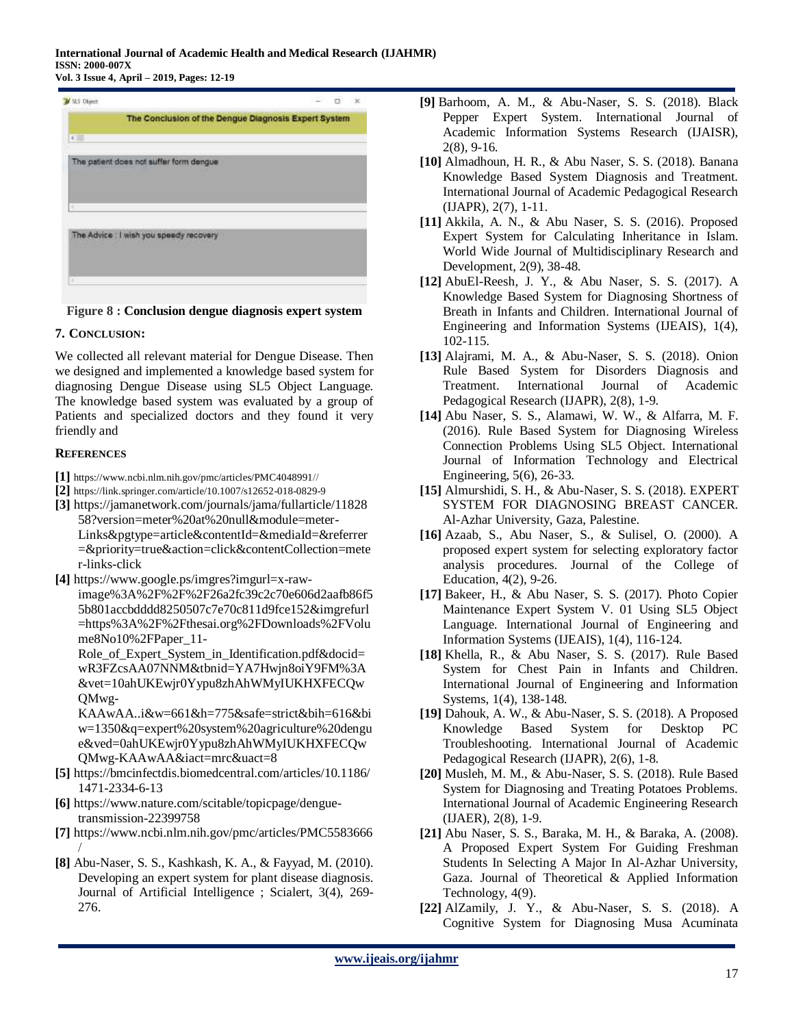Figure 8 : **Conclusion dengue diagnosis expert system**

## 7. Conclusion:

We collected all relevant material for Dengue Disease. Then we designed and implemented a knowledge based system for diagnosing Dengue Disease using SL5 Object Language. The knowledge based system was evaluated by a group of Patients and specialized doctors and they found it very friendly and

## References

**[1]** https://www.ncbi.nlm.nih.gov/pmc/articles/PMC4048991//

**[2]** https://link.springer.com/article/10.1007/s12652-018-0829-9

**[3]** https://jamanetwork.com/journals/jama/fullarticle/1182858?version=meter%20at%20null&module=meter-Links&pgtype=article&contentId=&mediaId=&referrer=&priority=true&action=click&contentCollection=meter-links-click

**[4]** https://www.google.ps/imgres?imgurl=x-raw-image%3A%2F%2F%2F26a2fc39c2c70e606d2aafb86f55b801accbdddd8250507c7e70c811d9fce152&imgrefurl=https%3A%2F%2Fthesai.org%2FDownloads%2FVolume8No10%2FPaper_11-Role_of_Expert_System_in_Identification.pdf&docid=wR3FZcsAA07NNM&tbnid=YA7Hwjn8oiY9FM%3A&vet=10ahUKEwjr0Yypu8zhAhWMyIUKHXFECQwQMwg-KAAwAA..i&w=661&h=775&safe=strict&bih=616&biw=1350&q=expert%20system%20agriculture%20dengue&ved=0ahUKEwjr0Yypu8zhAhWMyIUKHXFECQwQMwg-KAAwAA&iact=mrc&uact=8

**[5]** https://bmcinfectdis.biomedcentral.com/articles/10.1186/1471-2334-6-13

**[6]** https://www.nature.com/scitable/topicpage/dengue-transmission-22399758

**[7]** https://www.ncbi.nlm.nih.gov/pmc/articles/PMC5583666/

**[8]** Abu-Naser, S. S., Kashkash, K. A., & Fayyad, M. (2010). Developing an expert system for plant disease diagnosis. Journal of Artificial Intelligence ; Scialert, 3(4), 269-276.

**[9]** Barhoom, A. M., & Abu-Naser, S. S. (2018). Black Pepper Expert System. International Journal of Academic Information Systems Research (IJAISR), 2(8), 9-16.

**[10]** Almadhoun, H. R., & Abu Naser, S. S. (2018). Banana Knowledge Based System Diagnosis and Treatment. International Journal of Academic Pedagogical Research (IJAPR), 2(7), 1-11.

**[11]** Akkila, A. N., & Abu Naser, S. S. (2016). Proposed Expert System for Calculating Inheritance in Islam. World Wide Journal of Multidisciplinary Research and Development, 2(9), 38-48.

**[12]** AbuEl-Reesh, J. Y., & Abu Naser, S. S. (2017). A Knowledge Based System for Diagnosing Shortness of Breath in Infants and Children. International Journal of Engineering and Information Systems (IJEAIS), 1(4), 102-115.

**[13]** Alajrami, M. A., & Abu-Naser, S. S. (2018). Onion Rule Based System for Disorders Diagnosis and Treatment. International Journal of Academic Pedagogical Research (IJAPR), 2(8), 1-9.

**[14]** Abu Naser, S. S., Alamawi, W. W., & Alfarra, M. F. (2016). Rule Based System for Diagnosing Wireless Connection Problems Using SL5 Object. International Journal of Information Technology and Electrical Engineering, 5(6), 26-33.

**[15]** Almurshidi, S. H., & Abu-Naser, S. S. (2018). EXPERT SYSTEM FOR DIAGNOSING BREAST CANCER. Al-Azhar University, Gaza, Palestine.

**[16]** Azaab, S., Abu Naser, S., & Sulisel, O. (2000). A proposed expert system for selecting exploratory factor analysis procedures. Journal of the College of Education, 4(2), 9-26.

**[17]** Bakeer, H., & Abu Naser, S. S. (2017). Photo Copier Maintenance Expert System V. 01 Using SL5 Object Language. International Journal of Engineering and Information Systems (IJEAIS), 1(4), 116-124.

**[18]** Khella, R., & Abu Naser, S. S. (2017). Rule Based System for Chest Pain in Infants and Children. International Journal of Engineering and Information Systems, 1(4), 138-148.

**[19]** Dahouk, A. W., & Abu-Naser, S. S. (2018). A Proposed Knowledge Based System for Desktop PC Troubleshooting. International Journal of Academic Pedagogical Research (IJAPR), 2(6), 1-8.

**[20]** Musleh, M. M., & Abu-Naser, S. S. (2018). Rule Based System for Diagnosing and Treating Potatoes Problems. International Journal of Academic Engineering Research (IJAER), 2(8), 1-9.

**[21]** Abu Naser, S. S., Baraka, M. H., & Baraka, A. (2008). A Proposed Expert System For Guiding Freshman Students In Selecting A Major In Al-Azhar University, Gaza. Journal of Theoretical & Applied Information Technology, 4(9).

**[22]** AlZamily, J. Y., & Abu-Naser, S. S. (2018). A Cognitive System for Diagnosing Musa Acuminata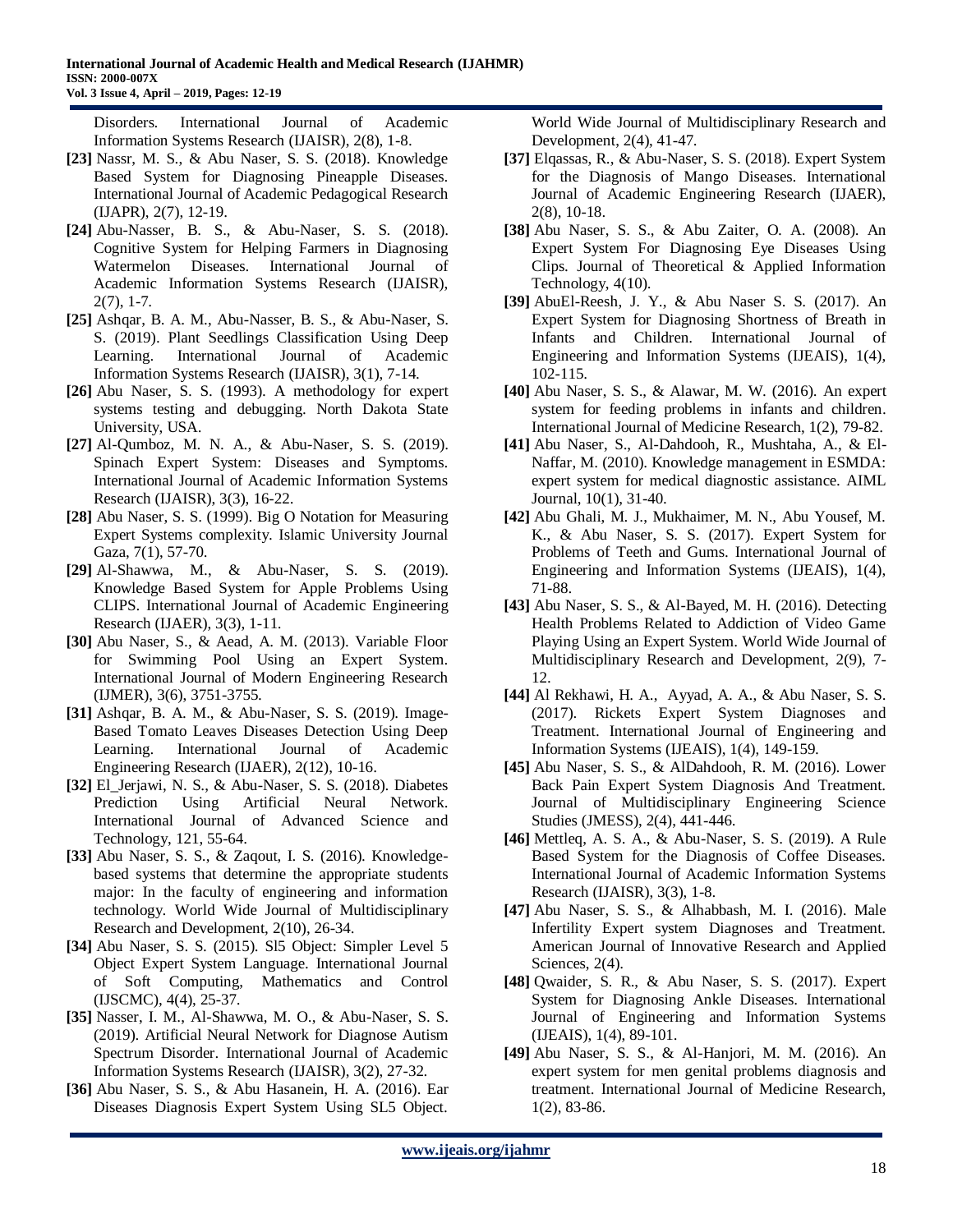Disorders. International Journal of Academic Information Systems Research (IJAISR), 2(8), 1-8.

**[23]** Nassr, M. S., & Abu Naser, S. S. (2018). Knowledge Based System for Diagnosing Pineapple Diseases. International Journal of Academic Pedagogical Research (IJAPR), 2(7), 12-19.

**[24]** Abu-Nasser, B. S., & Abu-Naser, S. S. (2018). Cognitive System for Helping Farmers in Diagnosing Watermelon Diseases. International Journal of Academic Information Systems Research (IJAISR), 2(7), 1-7.

**[25]** Ashqar, B. A. M., Abu-Nasser, B. S., & Abu-Naser, S. S. (2019). Plant Seedlings Classification Using Deep Learning. International Journal of Academic Information Systems Research (IJAISR), 3(1), 7-14.

**[26]** Abu Naser, S. S. (1993). A methodology for expert systems testing and debugging. North Dakota State University, USA.

**[27]** Al-Qumboz, M. N. A., & Abu-Naser, S. S. (2019). Spinach Expert System: Diseases and Symptoms. International Journal of Academic Information Systems Research (IJAISR), 3(3), 16-22.

**[28]** Abu Naser, S. S. (1999). Big O Notation for Measuring Expert Systems complexity. Islamic University Journal Gaza, 7(1), 57-70.

**[29]** Al-Shawwa, M., & Abu-Naser, S. S. (2019). Knowledge Based System for Apple Problems Using CLIPS. International Journal of Academic Engineering Research (IJAER), 3(3), 1-11.

**[30]** Abu Naser, S., & Aead, A. M. (2013). Variable Floor for Swimming Pool Using an Expert System. International Journal of Modern Engineering Research (IJMER), 3(6), 3751-3755.

**[31]** Ashqar, B. A. M., & Abu-Naser, S. S. (2019). Image-Based Tomato Leaves Diseases Detection Using Deep Learning. International Journal of Academic Engineering Research (IJAER), 2(12), 10-16.

**[32]** El_Jerjawi, N. S., & Abu-Naser, S. S. (2018). Diabetes Prediction Using Artificial Neural Network. International Journal of Advanced Science and Technology, 121, 55-64.

**[33]** Abu Naser, S. S., & Zaqout, I. S. (2016). Knowledge-based systems that determine the appropriate students major: In the faculty of engineering and information technology. World Wide Journal of Multidisciplinary Research and Development, 2(10), 26-34.

**[34]** Abu Naser, S. S. (2015). Sl5 Object: Simpler Level 5 Object Expert System Language. International Journal of Soft Computing, Mathematics and Control (IJSCMC), 4(4), 25-37.

**[35]** Nasser, I. M., Al-Shawwa, M. O., & Abu-Naser, S. S. (2019). Artificial Neural Network for Diagnose Autism Spectrum Disorder. International Journal of Academic Information Systems Research (IJAISR), 3(2), 27-32.

**[36]** Abu Naser, S. S., & Abu Hasanein, H. A. (2016). Ear Diseases Diagnosis Expert System Using SL5 Object. World Wide Journal of Multidisciplinary Research and Development, 2(4), 41-47.

**[37]** Elqassas, R., & Abu-Naser, S. S. (2018). Expert System for the Diagnosis of Mango Diseases. International Journal of Academic Engineering Research (IJAER), 2(8), 10-18.

**[38]** Abu Naser, S. S., & Abu Zaiter, O. A. (2008). An Expert System For Diagnosing Eye Diseases Using Clips. Journal of Theoretical & Applied Information Technology, 4(10).

**[39]** AbuEl-Reesh, J. Y., & Abu Naser S. S. (2017). An Expert System for Diagnosing Shortness of Breath in Infants and Children. International Journal of Engineering and Information Systems (IJEAIS), 1(4), 102-115.

**[40]** Abu Naser, S. S., & Alawar, M. W. (2016). An expert system for feeding problems in infants and children. International Journal of Medicine Research, 1(2), 79-82.

**[41]** Abu Naser, S., Al-Dahdooh, R., Mushtaha, A., & El-Naffar, M. (2010). Knowledge management in ESMDA: expert system for medical diagnostic assistance. AIML Journal, 10(1), 31-40.

**[42]** Abu Ghali, M. J., Mukhaimer, M. N., Abu Yousef, M. K., & Abu Naser, S. S. (2017). Expert System for Problems of Teeth and Gums. International Journal of Engineering and Information Systems (IJEAIS), 1(4), 71-88.

**[43]** Abu Naser, S. S., & Al-Bayed, M. H. (2016). Detecting Health Problems Related to Addiction of Video Game Playing Using an Expert System. World Wide Journal of Multidisciplinary Research and Development, 2(9), 7-12.

**[44]** Al Rekhawi, H. A., Ayyad, A. A., & Abu Naser, S. S. (2017). Rickets Expert System Diagnoses and Treatment. International Journal of Engineering and Information Systems (IJEAIS), 1(4), 149-159.

**[45]** Abu Naser, S. S., & AlDahdooh, R. M. (2016). Lower Back Pain Expert System Diagnosis And Treatment. Journal of Multidisciplinary Engineering Science Studies (JMESS), 2(4), 441-446.

**[46]** Mettleq, A. S. A., & Abu-Naser, S. S. (2019). A Rule Based System for the Diagnosis of Coffee Diseases. International Journal of Academic Information Systems Research (IJAISR), 3(3), 1-8.

**[47]** Abu Naser, S. S., & Alhabbash, M. I. (2016). Male Infertility Expert system Diagnoses and Treatment. American Journal of Innovative Research and Applied Sciences, 2(4).

**[48]** Qwaider, S. R., & Abu Naser, S. S. (2017). Expert System for Diagnosing Ankle Diseases. International Journal of Engineering and Information Systems (IJEAIS), 1(4), 89-101.

**[49]** Abu Naser, S. S., & Al-Hanjori, M. M. (2016). An expert system for men genital problems diagnosis and treatment. International Journal of Medicine Research, 1(2), 83-86.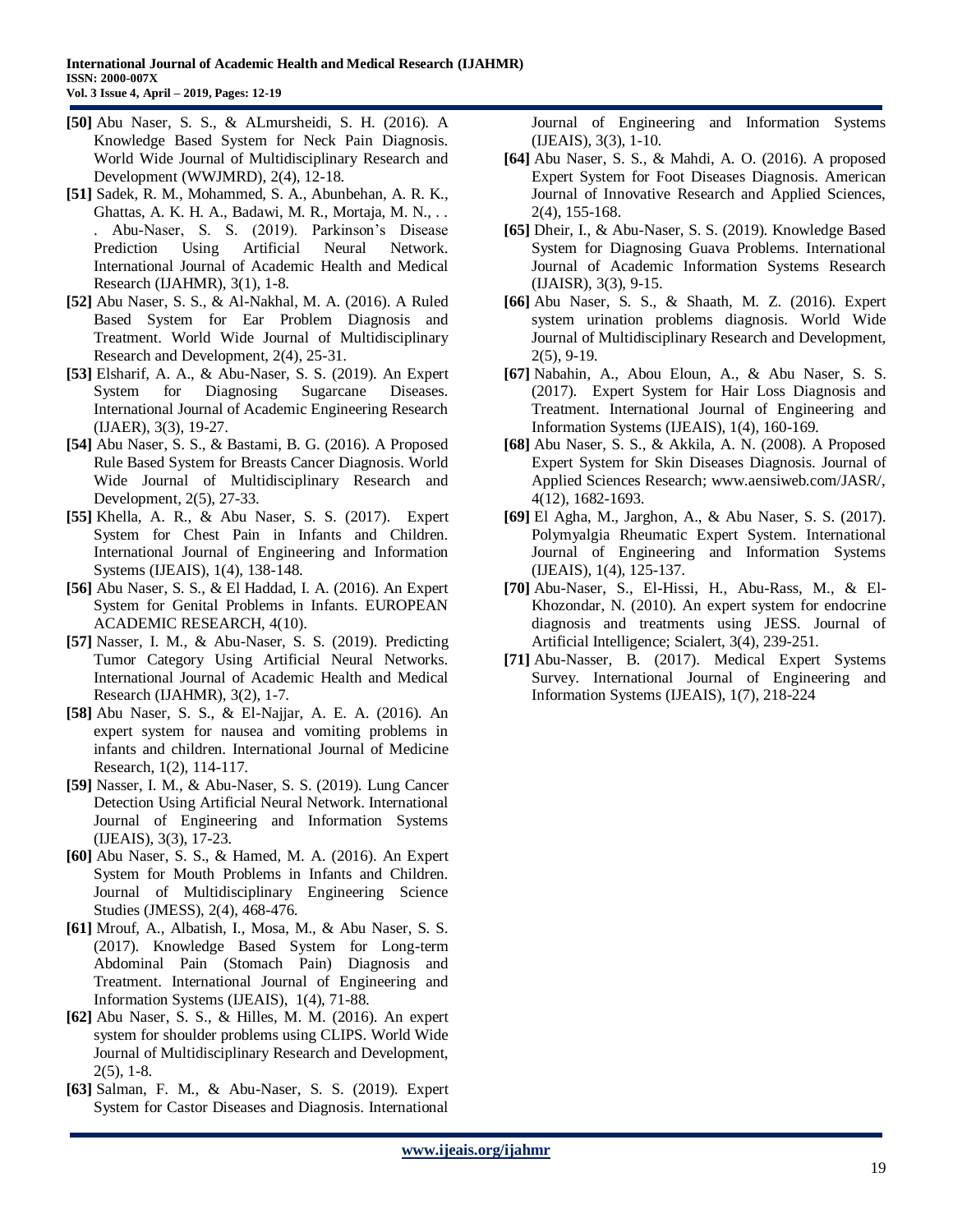- **[50]** Abu Naser, S. S., & ALmursheidi, S. H. (2016). A Knowledge Based System for Neck Pain Diagnosis. World Wide Journal of Multidisciplinary Research and Development (WWJMRD), 2(4), 12-18.
- **[51]** Sadek, R. M., Mohammed, S. A., Abunbehan, A. R. K., Ghattas, A. K. H. A., Badawi, M. R., Mortaja, M. N., . . . Abu-Naser, S. S. (2019). Parkinson's Disease Prediction Using Artificial Neural Network. International Journal of Academic Health and Medical Research (IJAHMR), 3(1), 1-8.
- **[52]** Abu Naser, S. S., & Al-Nakhal, M. A. (2016). A Ruled Based System for Ear Problem Diagnosis and Treatment. World Wide Journal of Multidisciplinary Research and Development, 2(4), 25-31.
- **[53]** Elsharif, A. A., & Abu-Naser, S. S. (2019). An Expert System for Diagnosing Sugarcane Diseases. International Journal of Academic Engineering Research (IJAER), 3(3), 19-27.
- **[54]** Abu Naser, S. S., & Bastami, B. G. (2016). A Proposed Rule Based System for Breasts Cancer Diagnosis. World Wide Journal of Multidisciplinary Research and Development, 2(5), 27-33.
- **[55]** Khella, A. R., & Abu Naser, S. S. (2017). Expert System for Chest Pain in Infants and Children. International Journal of Engineering and Information Systems (IJEAIS), 1(4), 138-148.
- **[56]** Abu Naser, S. S., & El Haddad, I. A. (2016). An Expert System for Genital Problems in Infants. EUROPEAN ACADEMIC RESEARCH, 4(10).
- **[57]** Nasser, I. M., & Abu-Naser, S. S. (2019). Predicting Tumor Category Using Artificial Neural Networks. International Journal of Academic Health and Medical Research (IJAHMR), 3(2), 1-7.
- **[58]** Abu Naser, S. S., & El-Najjar, A. E. A. (2016). An expert system for nausea and vomiting problems in infants and children. International Journal of Medicine Research, 1(2), 114-117.
- **[59]** Nasser, I. M., & Abu-Naser, S. S. (2019). Lung Cancer Detection Using Artificial Neural Network. International Journal of Engineering and Information Systems (IJEAIS), 3(3), 17-23.
- **[60]** Abu Naser, S. S., & Hamed, M. A. (2016). An Expert System for Mouth Problems in Infants and Children. Journal of Multidisciplinary Engineering Science Studies (JMESS), 2(4), 468-476.
- **[61]** Mrouf, A., Albatish, I., Mosa, M., & Abu Naser, S. S. (2017). Knowledge Based System for Long-term Abdominal Pain (Stomach Pain) Diagnosis and Treatment. International Journal of Engineering and Information Systems (IJEAIS), 1(4), 71-88.
- **[62]** Abu Naser, S. S., & Hilles, M. M. (2016). An expert system for shoulder problems using CLIPS. World Wide Journal of Multidisciplinary Research and Development, 2(5), 1-8.
- **[63]** Salman, F. M., & Abu-Naser, S. S. (2019). Expert System for Castor Diseases and Diagnosis. International Journal of Engineering and Information Systems (IJEAIS), 3(3), 1-10.
- **[64]** Abu Naser, S. S., & Mahdi, A. O. (2016). A proposed Expert System for Foot Diseases Diagnosis. American Journal of Innovative Research and Applied Sciences, 2(4), 155-168.
- **[65]** Dheir, I., & Abu-Naser, S. S. (2019). Knowledge Based System for Diagnosing Guava Problems. International Journal of Academic Information Systems Research (IJAISR), 3(3), 9-15.
- **[66]** Abu Naser, S. S., & Shaath, M. Z. (2016). Expert system urination problems diagnosis. World Wide Journal of Multidisciplinary Research and Development, 2(5), 9-19.
- **[67]** Nabahin, A., Abou Eloun, A., & Abu Naser, S. S. (2017). Expert System for Hair Loss Diagnosis and Treatment. International Journal of Engineering and Information Systems (IJEAIS), 1(4), 160-169.
- **[68]** Abu Naser, S. S., & Akkila, A. N. (2008). A Proposed Expert System for Skin Diseases Diagnosis. Journal of Applied Sciences Research; www.aensiweb.com/JASR/, 4(12), 1682-1693.
- **[69]** El Agha, M., Jarghon, A., & Abu Naser, S. S. (2017). Polymyalgia Rheumatic Expert System. International Journal of Engineering and Information Systems (IJEAIS), 1(4), 125-137.
- **[70]** Abu-Naser, S., El-Hissi, H., Abu-Rass, M., & El-Khozondar, N. (2010). An expert system for endocrine diagnosis and treatments using JESS. Journal of Artificial Intelligence; Scialert, 3(4), 239-251.
- **[71]** Abu-Nasser, B. (2017). Medical Expert Systems Survey. International Journal of Engineering and Information Systems (IJEAIS), 1(7), 218-224